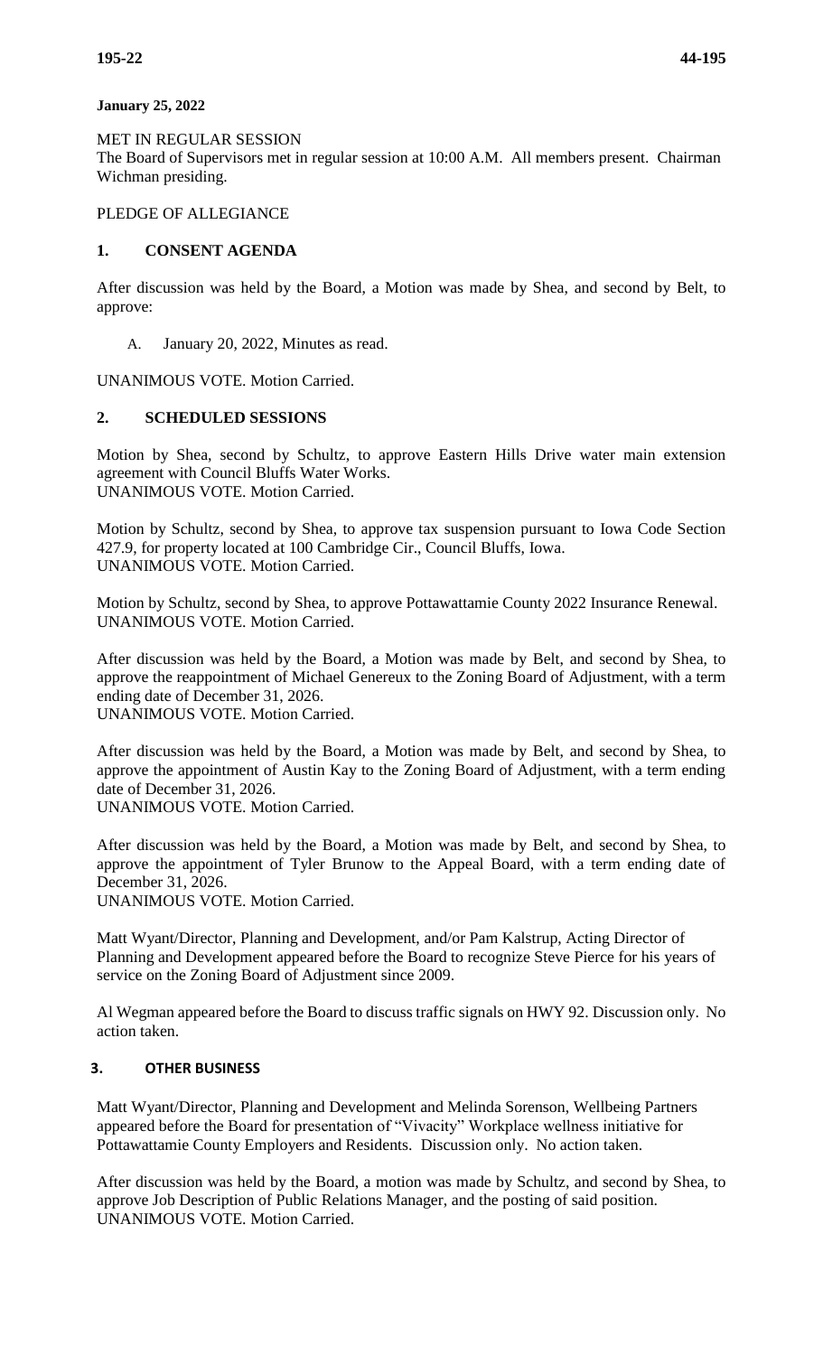**January 25, 2022**

MET IN REGULAR SESSION
The Board of Supervisors met in regular session at 10:00 A.M. All members present. Chairman Wichman presiding.

PLEDGE OF ALLEGIANCE

## 1. CONSENT AGENDA

After discussion was held by the Board, a Motion was made by Shea, and second by Belt, to approve:

A. January 20, 2022, Minutes as read.

UNANIMOUS VOTE. Motion Carried.

## 2. SCHEDULED SESSIONS

Motion by Shea, second by Schultz, to approve Eastern Hills Drive water main extension agreement with Council Bluffs Water Works.
UNANIMOUS VOTE. Motion Carried.

Motion by Schultz, second by Shea, to approve tax suspension pursuant to Iowa Code Section 427.9, for property located at 100 Cambridge Cir., Council Bluffs, Iowa.
UNANIMOUS VOTE. Motion Carried.

Motion by Schultz, second by Shea, to approve Pottawattamie County 2022 Insurance Renewal.
UNANIMOUS VOTE. Motion Carried.

After discussion was held by the Board, a Motion was made by Belt, and second by Shea, to approve the reappointment of Michael Genereux to the Zoning Board of Adjustment, with a term ending date of December 31, 2026.
UNANIMOUS VOTE. Motion Carried.

After discussion was held by the Board, a Motion was made by Belt, and second by Shea, to approve the appointment of Austin Kay to the Zoning Board of Adjustment, with a term ending date of December 31, 2026.
UNANIMOUS VOTE. Motion Carried.

After discussion was held by the Board, a Motion was made by Belt, and second by Shea, to approve the appointment of Tyler Brunow to the Appeal Board, with a term ending date of December 31, 2026.
UNANIMOUS VOTE. Motion Carried.

Matt Wyant/Director, Planning and Development, and/or Pam Kalstrup, Acting Director of Planning and Development appeared before the Board to recognize Steve Pierce for his years of service on the Zoning Board of Adjustment since 2009.

Al Wegman appeared before the Board to discuss traffic signals on HWY 92. Discussion only. No action taken.

## 3. OTHER BUSINESS

Matt Wyant/Director, Planning and Development and Melinda Sorenson, Wellbeing Partners appeared before the Board for presentation of "Vivacity" Workplace wellness initiative for Pottawattamie County Employers and Residents. Discussion only. No action taken.

After discussion was held by the Board, a motion was made by Schultz, and second by Shea, to approve Job Description of Public Relations Manager, and the posting of said position.
UNANIMOUS VOTE. Motion Carried.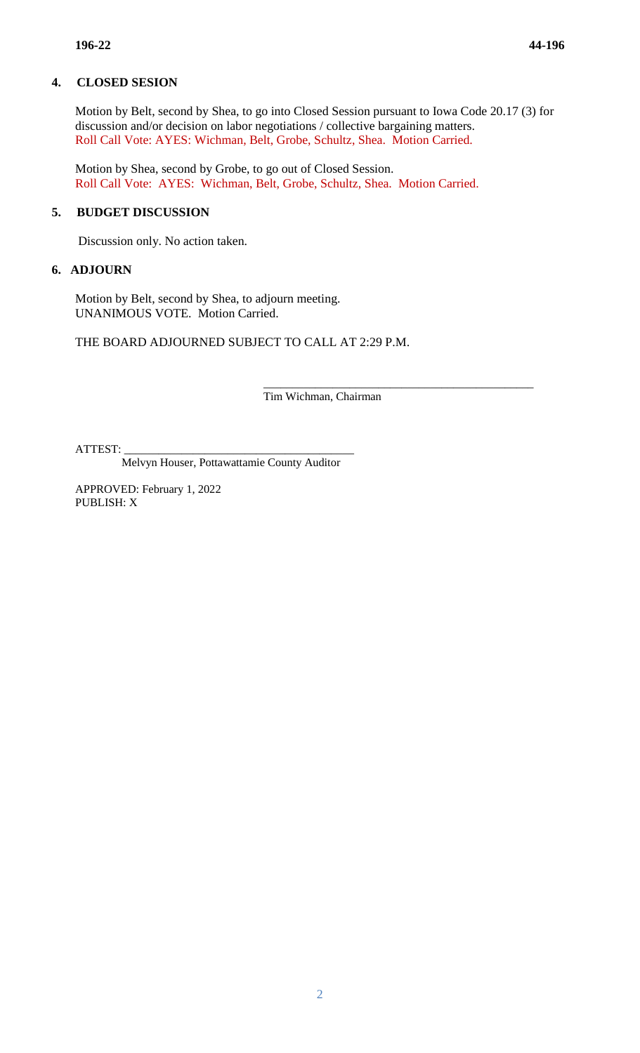**4. CLOSED SESION**

Motion by Belt, second by Shea, to go into Closed Session pursuant to Iowa Code 20.17 (3) for discussion and/or decision on labor negotiations / collective bargaining matters.
Roll Call Vote: AYES: Wichman, Belt, Grobe, Schultz, Shea. Motion Carried.

Motion by Shea, second by Grobe, to go out of Closed Session.
Roll Call Vote: AYES: Wichman, Belt, Grobe, Schultz, Shea. Motion Carried.

**5. BUDGET DISCUSSION**

Discussion only. No action taken.

**6. ADJOURN**

Motion by Belt, second by Shea, to adjourn meeting.
UNANIMOUS VOTE. Motion Carried.

THE BOARD ADJOURNED SUBJECT TO CALL AT 2:29 P.M.

______________________________________________
Tim Wichman, Chairman

ATTEST: ______________________________________
Melvyn Houser, Pottawattamie County Auditor

APPROVED: February 1, 2022
PUBLISH: X